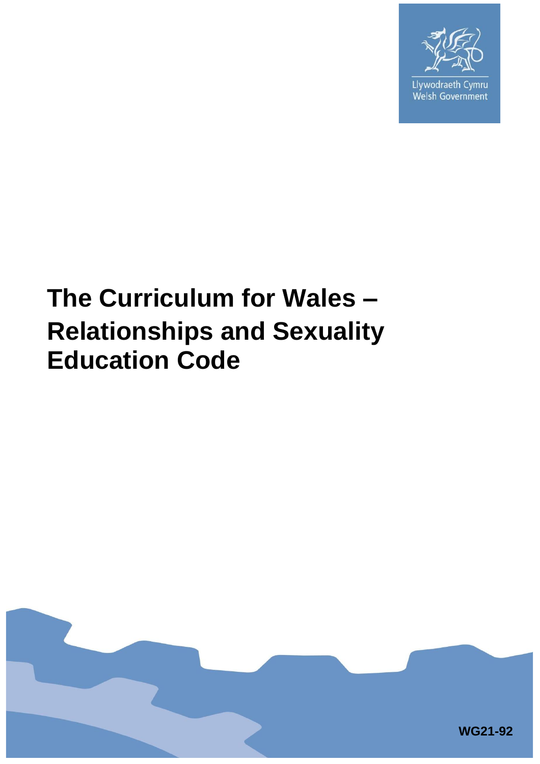Llywodraeth Cymru
Welsh Government

# The Curriculum for Wales – Relationships and Sexuality Education Code

WG21-92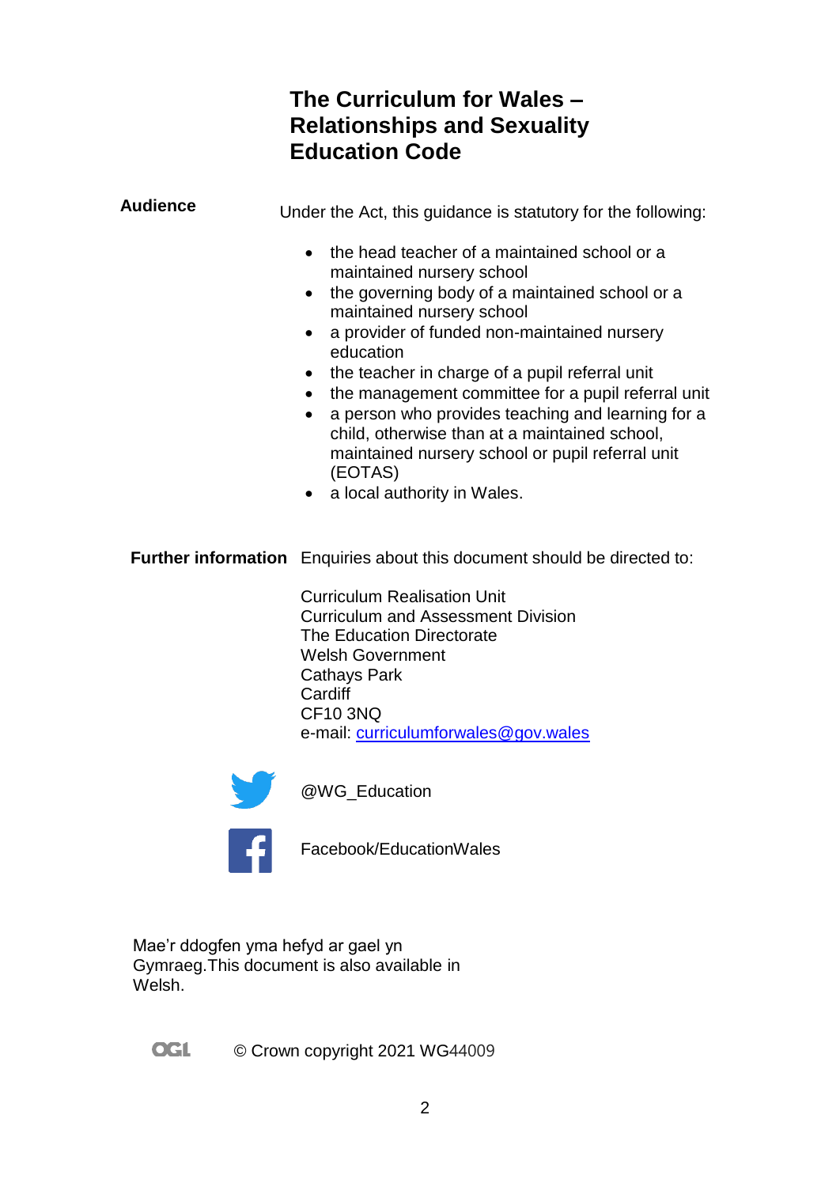# The Curriculum for Wales – Relationships and Sexuality Education Code

**Audience**

Under the Act, this guidance is statutory for the following:

- the head teacher of a maintained school or a maintained nursery school
- the governing body of a maintained school or a maintained nursery school
- a provider of funded non-maintained nursery education
- the teacher in charge of a pupil referral unit
- the management committee for a pupil referral unit
- a person who provides teaching and learning for a child, otherwise than at a maintained school, maintained nursery school or pupil referral unit (EOTAS)
- a local authority in Wales.

**Further information**

Enquiries about this document should be directed to:

Curriculum Realisation Unit
Curriculum and Assessment Division
The Education Directorate
Welsh Government
Cathays Park
Cardiff
CF10 3NQ
e-mail: curriculumforwales@gov.wales

@WG_Education

Facebook/EducationWales

Mae'r ddogfen yma hefyd ar gael yn Gymraeg.This document is also available in Welsh.

© Crown copyright 2021 WG44009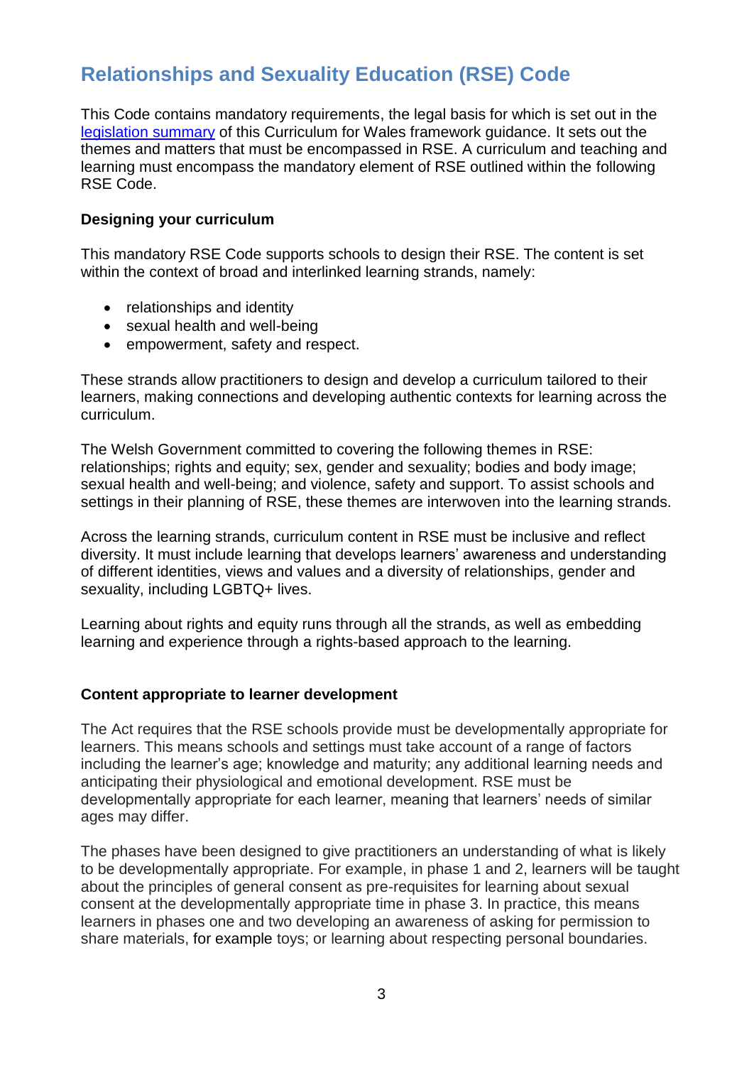# Relationships and Sexuality Education (RSE) Code

This Code contains mandatory requirements, the legal basis for which is set out in the legislation summary of this Curriculum for Wales framework guidance. It sets out the themes and matters that must be encompassed in RSE. A curriculum and teaching and learning must encompass the mandatory element of RSE outlined within the following RSE Code.

### Designing your curriculum

This mandatory RSE Code supports schools to design their RSE. The content is set within the context of broad and interlinked learning strands, namely:

- relationships and identity
- sexual health and well-being
- empowerment, safety and respect.

These strands allow practitioners to design and develop a curriculum tailored to their learners, making connections and developing authentic contexts for learning across the curriculum.

The Welsh Government committed to covering the following themes in RSE: relationships; rights and equity; sex, gender and sexuality; bodies and body image; sexual health and well-being; and violence, safety and support. To assist schools and settings in their planning of RSE, these themes are interwoven into the learning strands.

Across the learning strands, curriculum content in RSE must be inclusive and reflect diversity. It must include learning that develops learners' awareness and understanding of different identities, views and values and a diversity of relationships, gender and sexuality, including LGBTQ+ lives.

Learning about rights and equity runs through all the strands, as well as embedding learning and experience through a rights-based approach to the learning.

### Content appropriate to learner development

The Act requires that the RSE schools provide must be developmentally appropriate for learners. This means schools and settings must take account of a range of factors including the learner's age; knowledge and maturity; any additional learning needs and anticipating their physiological and emotional development. RSE must be developmentally appropriate for each learner, meaning that learners' needs of similar ages may differ.

The phases have been designed to give practitioners an understanding of what is likely to be developmentally appropriate. For example, in phase 1 and 2, learners will be taught about the principles of general consent as pre-requisites for learning about sexual consent at the developmentally appropriate time in phase 3. In practice, this means learners in phases one and two developing an awareness of asking for permission to share materials, for example toys; or learning about respecting personal boundaries.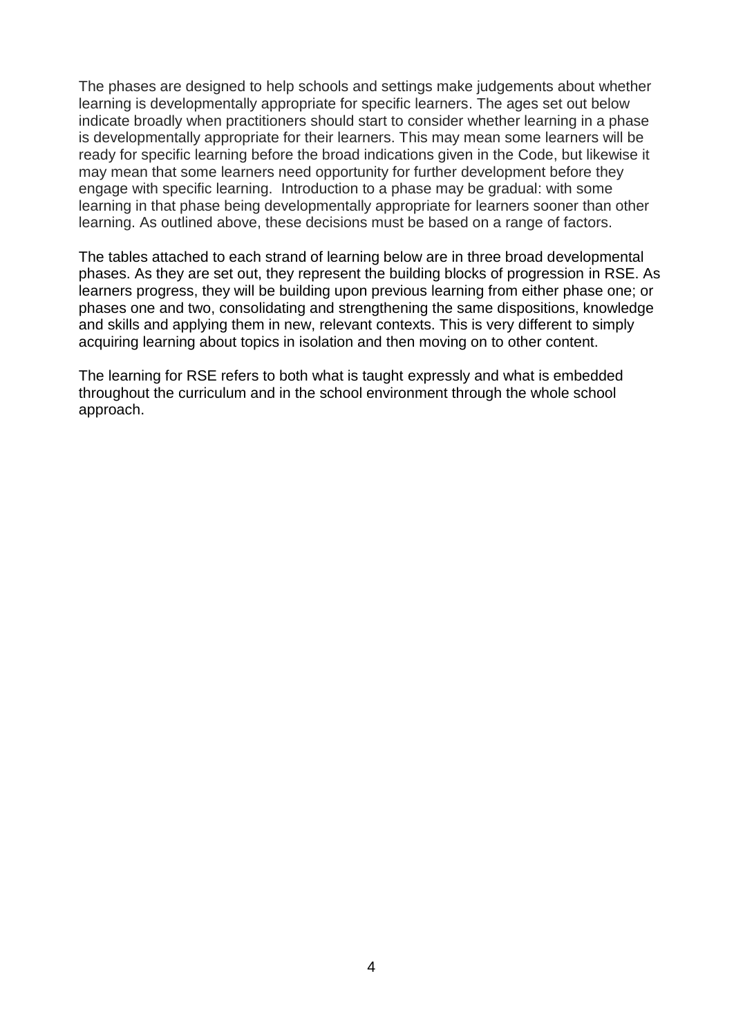The phases are designed to help schools and settings make judgements about whether learning is developmentally appropriate for specific learners. The ages set out below indicate broadly when practitioners should start to consider whether learning in a phase is developmentally appropriate for their learners. This may mean some learners will be ready for specific learning before the broad indications given in the Code, but likewise it may mean that some learners need opportunity for further development before they engage with specific learning.  Introduction to a phase may be gradual: with some learning in that phase being developmentally appropriate for learners sooner than other learning. As outlined above, these decisions must be based on a range of factors.

The tables attached to each strand of learning below are in three broad developmental phases. As they are set out, they represent the building blocks of progression in RSE. As learners progress, they will be building upon previous learning from either phase one; or phases one and two, consolidating and strengthening the same dispositions, knowledge and skills and applying them in new, relevant contexts. This is very different to simply acquiring learning about topics in isolation and then moving on to other content.

The learning for RSE refers to both what is taught expressly and what is embedded throughout the curriculum and in the school environment through the whole school approach.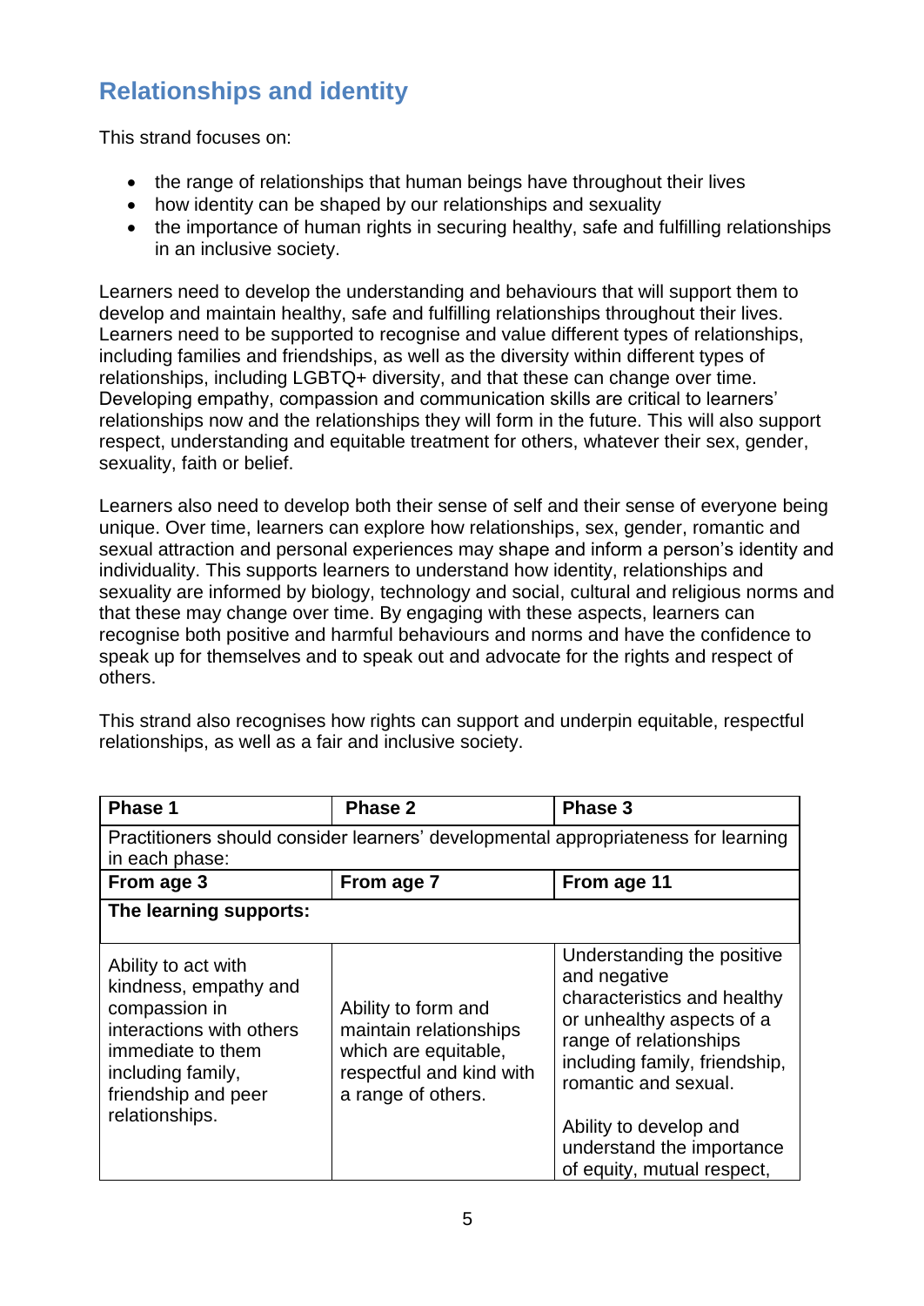## Relationships and identity

This strand focuses on:

- the range of relationships that human beings have throughout their lives
- how identity can be shaped by our relationships and sexuality
- the importance of human rights in securing healthy, safe and fulfilling relationships in an inclusive society.

Learners need to develop the understanding and behaviours that will support them to develop and maintain healthy, safe and fulfilling relationships throughout their lives. Learners need to be supported to recognise and value different types of relationships, including families and friendships, as well as the diversity within different types of relationships, including LGBTQ+ diversity, and that these can change over time. Developing empathy, compassion and communication skills are critical to learners' relationships now and the relationships they will form in the future. This will also support respect, understanding and equitable treatment for others, whatever their sex, gender, sexuality, faith or belief.

Learners also need to develop both their sense of self and their sense of everyone being unique. Over time, learners can explore how relationships, sex, gender, romantic and sexual attraction and personal experiences may shape and inform a person's identity and individuality. This supports learners to understand how identity, relationships and sexuality are informed by biology, technology and social, cultural and religious norms and that these may change over time. By engaging with these aspects, learners can recognise both positive and harmful behaviours and norms and have the confidence to speak up for themselves and to speak out and advocate for the rights and respect of others.

This strand also recognises how rights can support and underpin equitable, respectful relationships, as well as a fair and inclusive society.

| **Phase 1** | **Phase 2** | **Phase 3** |
|---|---|---|
| Practitioners should consider learners' developmental appropriateness for learning in each phase: | | |
| **From age 3** | **From age 7** | **From age 11** |
| **The learning supports:** | | |
| Ability to act with kindness, empathy and compassion in interactions with others immediate to them including family, friendship and peer relationships. | Ability to form and maintain relationships which are equitable, respectful and kind with a range of others. | Understanding the positive and negative characteristics and healthy or unhealthy aspects of a range of relationships including family, friendship, romantic and sexual.<br><br>Ability to develop and understand the importance of equity, mutual respect, |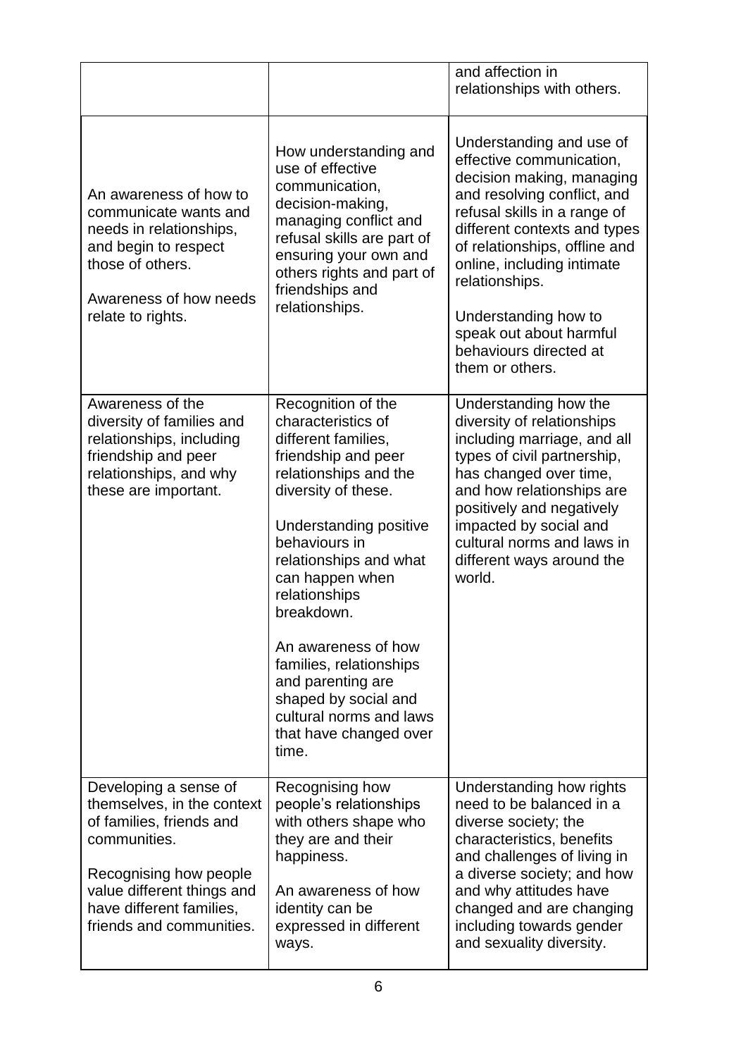| | | |
|---|---|---|
| | | and affection in relationships with others. |
| An awareness of how to communicate wants and needs in relationships, and begin to respect those of others.<br><br>Awareness of how needs relate to rights. | How understanding and use of effective communication, decision-making, managing conflict and refusal skills are part of ensuring your own and others rights and part of friendships and relationships. | Understanding and use of effective communication, decision making, managing and resolving conflict, and refusal skills in a range of different contexts and types of relationships, offline and online, including intimate relationships.<br><br>Understanding how to speak out about harmful behaviours directed at them or others. |
| Awareness of the diversity of families and relationships, including friendship and peer relationships, and why these are important. | Recognition of the characteristics of different families, friendship and peer relationships and the diversity of these.<br><br>Understanding positive behaviours in relationships and what can happen when relationships breakdown.<br><br>An awareness of how families, relationships and parenting are shaped by social and cultural norms and laws that have changed over time. | Understanding how the diversity of relationships including marriage, and all types of civil partnership, has changed over time, and how relationships are positively and negatively impacted by social and cultural norms and laws in different ways around the world. |
| Developing a sense of themselves, in the context of families, friends and communities.<br><br>Recognising how people value different things and have different families, friends and communities. | Recognising how people's relationships with others shape who they are and their happiness.<br><br>An awareness of how identity can be expressed in different ways. | Understanding how rights need to be balanced in a diverse society; the characteristics, benefits and challenges of living in a diverse society; and how and why attitudes have changed and are changing including towards gender and sexuality diversity. |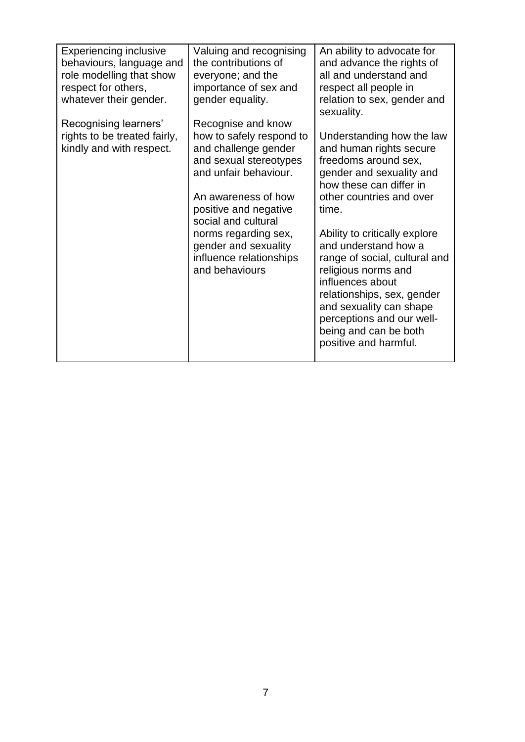| | | |
|---|---|---|
| Experiencing inclusive behaviours, language and role modelling that show respect for others, whatever their gender.<br><br>Recognising learners' rights to be treated fairly, kindly and with respect. | Valuing and recognising the contributions of everyone; and the importance of sex and gender equality.<br><br>Recognise and know how to safely respond to and challenge gender and sexual stereotypes and unfair behaviour.<br><br>An awareness of how positive and negative social and cultural norms regarding sex, gender and sexuality influence relationships and behaviours | An ability to advocate for and advance the rights of all and understand and respect all people in relation to sex, gender and sexuality.<br><br>Understanding how the law and human rights secure freedoms around sex, gender and sexuality and how these can differ in other countries and over time.<br><br>Ability to critically explore and understand how a range of social, cultural and religious norms and influences about relationships, sex, gender and sexuality can shape perceptions and our well-being and can be both positive and harmful. |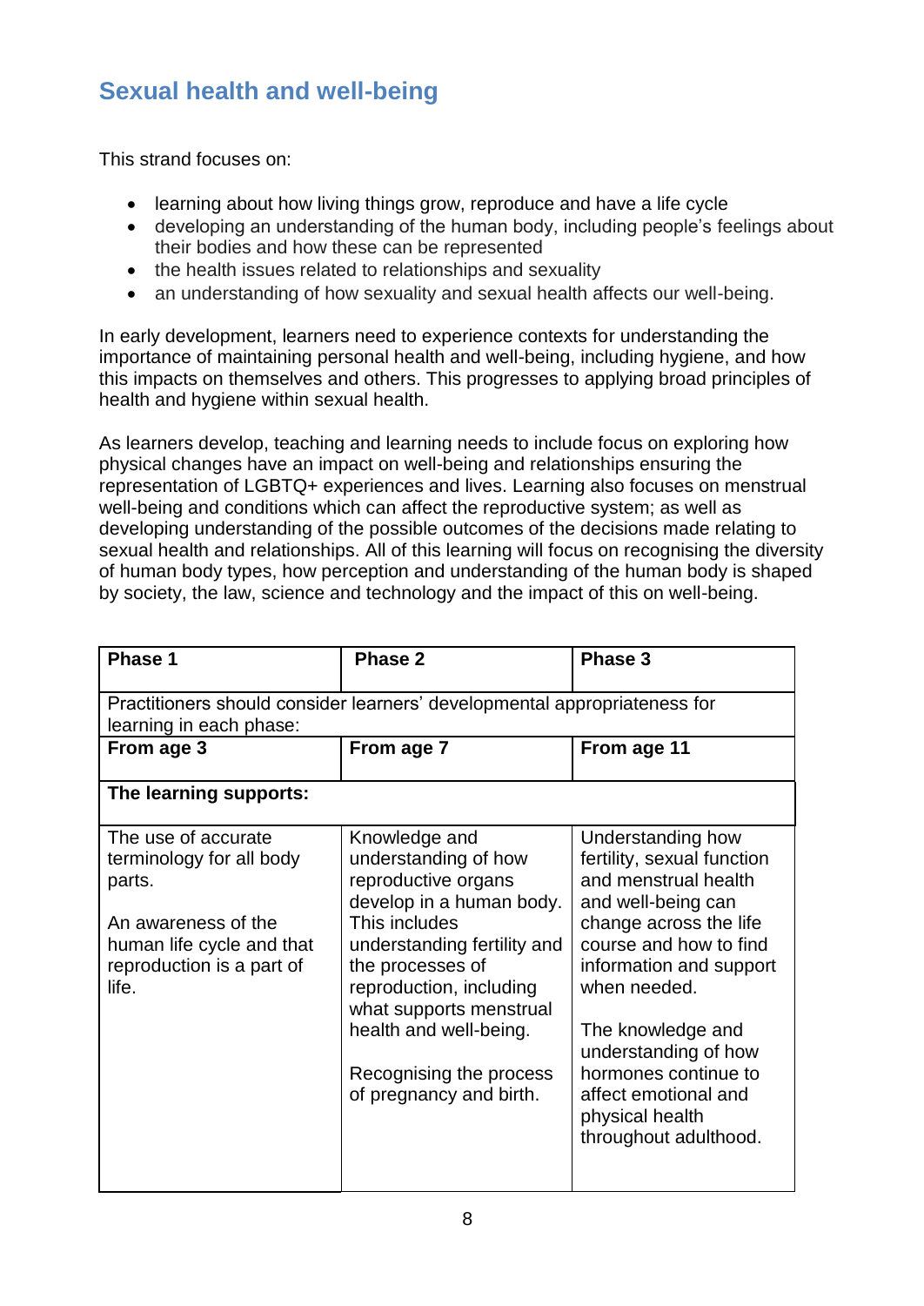## Sexual health and well-being

This strand focuses on:

- learning about how living things grow, reproduce and have a life cycle
- developing an understanding of the human body, including people's feelings about their bodies and how these can be represented
- the health issues related to relationships and sexuality
- an understanding of how sexuality and sexual health affects our well-being.

In early development, learners need to experience contexts for understanding the importance of maintaining personal health and well-being, including hygiene, and how this impacts on themselves and others. This progresses to applying broad principles of health and hygiene within sexual health.

As learners develop, teaching and learning needs to include focus on exploring how physical changes have an impact on well-being and relationships ensuring the representation of LGBTQ+ experiences and lives. Learning also focuses on menstrual well-being and conditions which can affect the reproductive system; as well as developing understanding of the possible outcomes of the decisions made relating to sexual health and relationships. All of this learning will focus on recognising the diversity of human body types, how perception and understanding of the human body is shaped by society, the law, science and technology and the impact of this on well-being.

| **Phase 1** | **Phase 2** | **Phase 3** |
|---|---|---|
| Practitioners should consider learners' developmental appropriateness for learning in each phase: | | |
| **From age 3** | **From age 7** | **From age 11** |
| **The learning supports:** | | |
| The use of accurate terminology for all body parts.<br><br>An awareness of the human life cycle and that reproduction is a part of life. | Knowledge and understanding of how reproductive organs develop in a human body. This includes understanding fertility and the processes of reproduction, including what supports menstrual health and well-being.<br><br>Recognising the process of pregnancy and birth. | Understanding how fertility, sexual function and menstrual health and well-being can change across the life course and how to find information and support when needed.<br><br>The knowledge and understanding of how hormones continue to affect emotional and physical health throughout adulthood. |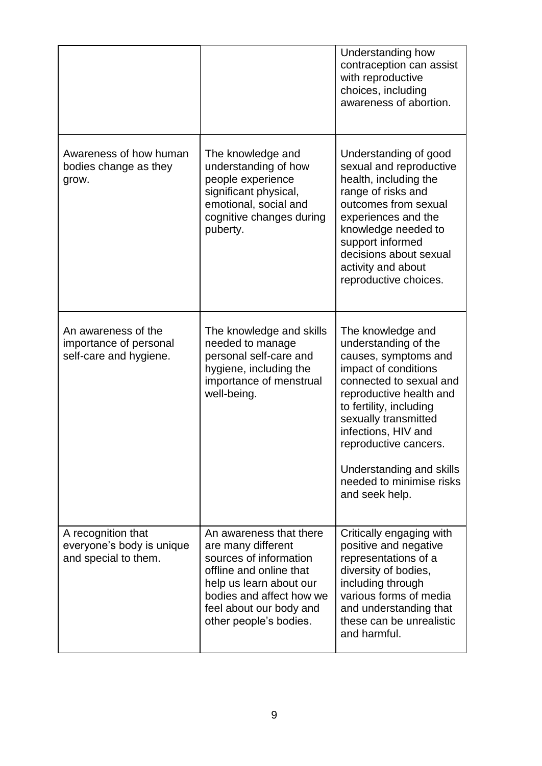| | | |
|---|---|---|
| | | Understanding how contraception can assist with reproductive choices, including awareness of abortion. |
| Awareness of how human bodies change as they grow. | The knowledge and understanding of how people experience significant physical, emotional, social and cognitive changes during puberty. | Understanding of good sexual and reproductive health, including the range of risks and outcomes from sexual experiences and the knowledge needed to support informed decisions about sexual activity and about reproductive choices. |
| An awareness of the importance of personal self-care and hygiene. | The knowledge and skills needed to manage personal self-care and hygiene, including the importance of menstrual well-being. | The knowledge and understanding of the causes, symptoms and impact of conditions connected to sexual and reproductive health and to fertility, including sexually transmitted infections, HIV and reproductive cancers.<br><br>Understanding and skills needed to minimise risks and seek help. |
| A recognition that everyone's body is unique and special to them. | An awareness that there are many different sources of information offline and online that help us learn about our bodies and affect how we feel about our body and other people's bodies. | Critically engaging with positive and negative representations of a diversity of bodies, including through various forms of media and understanding that these can be unrealistic and harmful. |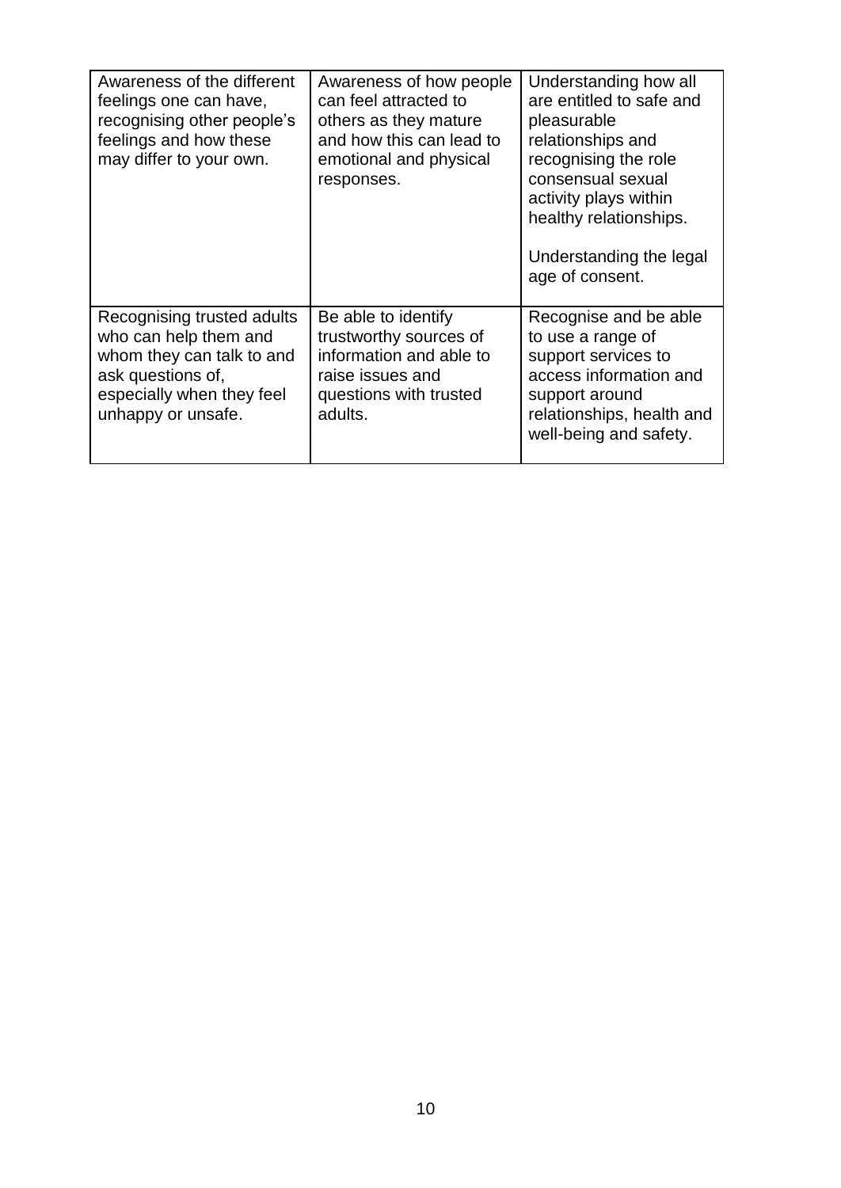| | | |
|---|---|---|
| Awareness of the different feelings one can have, recognising other people's feelings and how these may differ to your own. | Awareness of how people can feel attracted to others as they mature and how this can lead to emotional and physical responses. | Understanding how all are entitled to safe and pleasurable relationships and recognising the role consensual sexual activity plays within healthy relationships.<br><br>Understanding the legal age of consent. |
| Recognising trusted adults who can help them and whom they can talk to and ask questions of, especially when they feel unhappy or unsafe. | Be able to identify trustworthy sources of information and able to raise issues and questions with trusted adults. | Recognise and be able to use a range of support services to access information and support around relationships, health and well-being and safety. |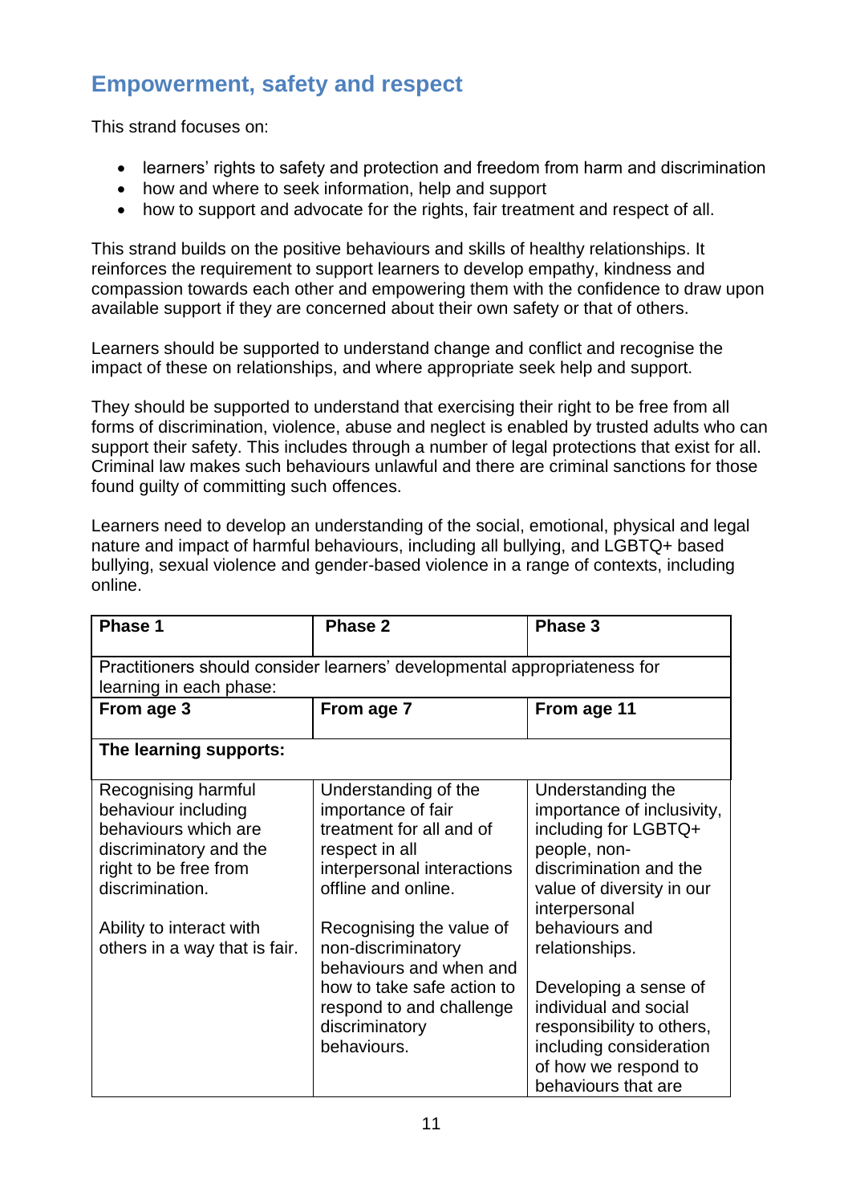## Empowerment, safety and respect

This strand focuses on:

- learners' rights to safety and protection and freedom from harm and discrimination
- how and where to seek information, help and support
- how to support and advocate for the rights, fair treatment and respect of all.

This strand builds on the positive behaviours and skills of healthy relationships. It reinforces the requirement to support learners to develop empathy, kindness and compassion towards each other and empowering them with the confidence to draw upon available support if they are concerned about their own safety or that of others.

Learners should be supported to understand change and conflict and recognise the impact of these on relationships, and where appropriate seek help and support.

They should be supported to understand that exercising their right to be free from all forms of discrimination, violence, abuse and neglect is enabled by trusted adults who can support their safety. This includes through a number of legal protections that exist for all. Criminal law makes such behaviours unlawful and there are criminal sanctions for those found guilty of committing such offences.

Learners need to develop an understanding of the social, emotional, physical and legal nature and impact of harmful behaviours, including all bullying, and LGBTQ+ based bullying, sexual violence and gender-based violence in a range of contexts, including online.

| **Phase 1** | **Phase 2** | **Phase 3** |
|---|---|---|
| Practitioners should consider learners' developmental appropriateness for learning in each phase: | | |
| **From age 3** | **From age 7** | **From age 11** |
| **The learning supports:** | | |
| Recognising harmful behaviour including behaviours which are discriminatory and the right to be free from discrimination.<br><br>Ability to interact with others in a way that is fair. | Understanding of the importance of fair treatment for all and of respect in all interpersonal interactions offline and online.<br><br>Recognising the value of non-discriminatory behaviours and when and how to take safe action to respond to and challenge discriminatory behaviours. | Understanding the importance of inclusivity, including for LGBTQ+ people, non-discrimination and the value of diversity in our interpersonal behaviours and relationships.<br><br>Developing a sense of individual and social responsibility to others, including consideration of how we respond to behaviours that are |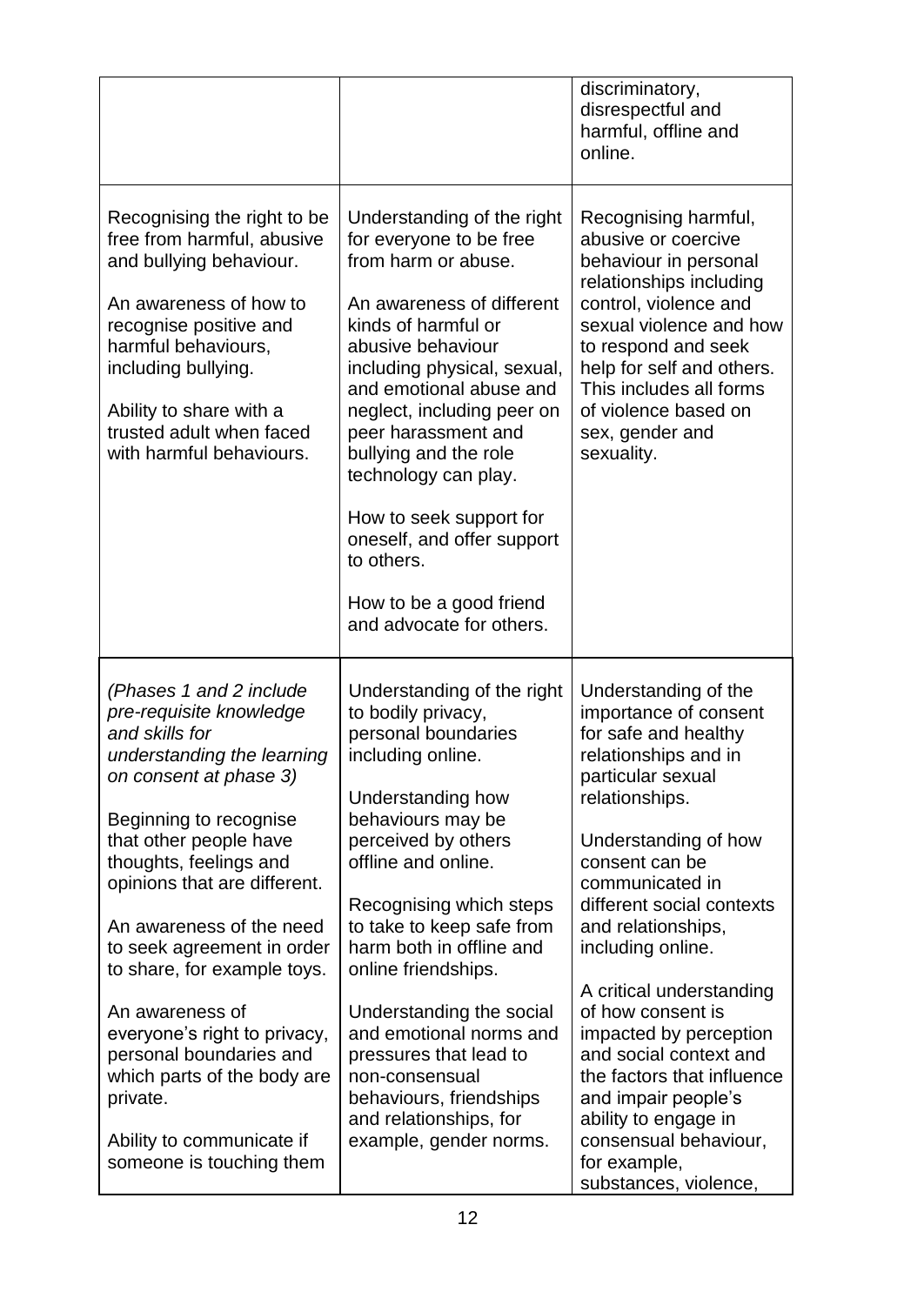| | | |
|---|---|---|
| | | discriminatory, disrespectful and harmful, offline and online. |
| Recognising the right to be free from harmful, abusive and bullying behaviour.<br><br>An awareness of how to recognise positive and harmful behaviours, including bullying.<br><br>Ability to share with a trusted adult when faced with harmful behaviours. | Understanding of the right for everyone to be free from harm or abuse.<br><br>An awareness of different kinds of harmful or abusive behaviour including physical, sexual, and emotional abuse and neglect, including peer on peer harassment and bullying and the role technology can play.<br><br>How to seek support for oneself, and offer support to others.<br><br>How to be a good friend and advocate for others. | Recognising harmful, abusive or coercive behaviour in personal relationships including control, violence and sexual violence and how to respond and seek help for self and others. This includes all forms of violence based on sex, gender and sexuality. |
| *(Phases 1 and 2 include pre-requisite knowledge and skills for understanding the learning on consent at phase 3)*<br><br>Beginning to recognise that other people have thoughts, feelings and opinions that are different.<br><br>An awareness of the need to seek agreement in order to share, for example toys.<br><br>An awareness of everyone's right to privacy, personal boundaries and which parts of the body are private.<br><br>Ability to communicate if someone is touching them | Understanding of the right to bodily privacy, personal boundaries including online.<br><br>Understanding how behaviours may be perceived by others offline and online.<br><br>Recognising which steps to take to keep safe from harm both in offline and online friendships.<br><br>Understanding the social and emotional norms and pressures that lead to non-consensual behaviours, friendships and relationships, for example, gender norms. | Understanding of the importance of consent for safe and healthy relationships and in particular sexual relationships.<br><br>Understanding of how consent can be communicated in different social contexts and relationships, including online.<br><br>A critical understanding of how consent is impacted by perception and social context and the factors that influence and impair people's ability to engage in consensual behaviour, for example, substances, violence, |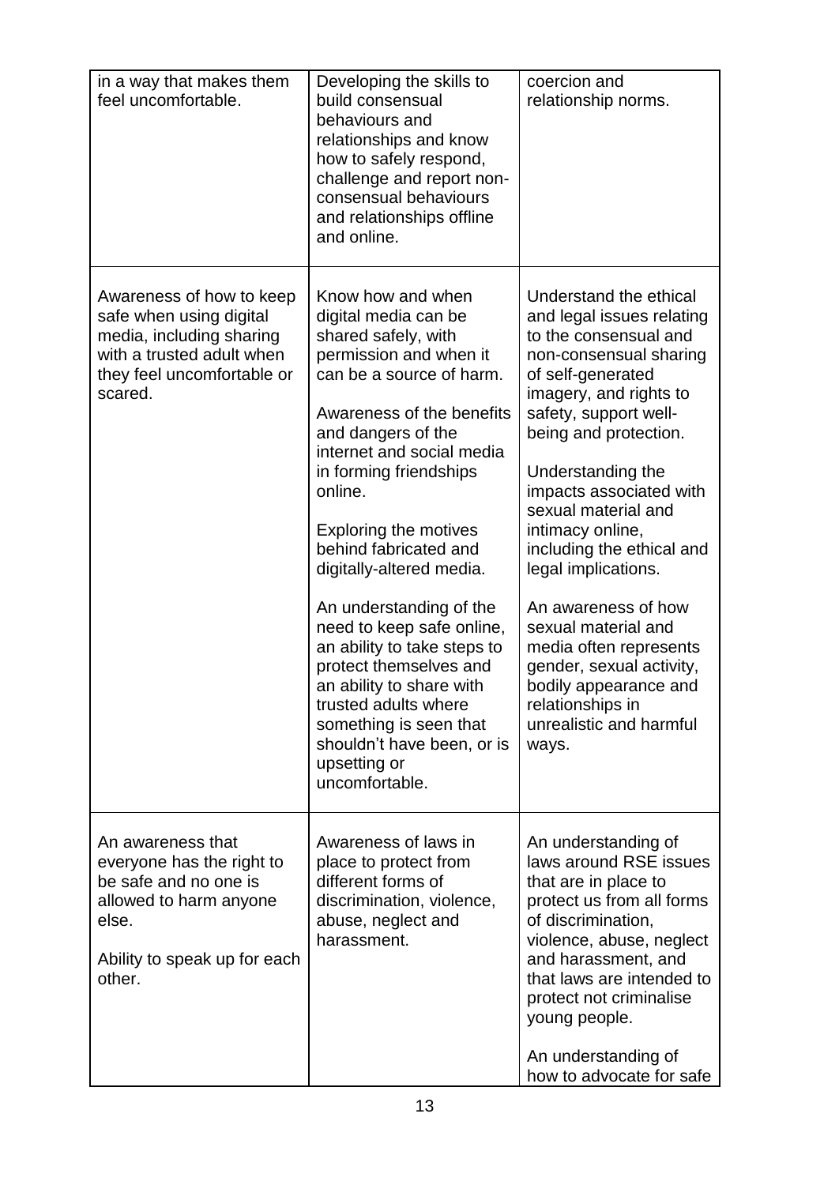| | | |
|---|---|---|
| in a way that makes them feel uncomfortable. | Developing the skills to build consensual behaviours and relationships and know how to safely respond, challenge and report non-consensual behaviours and relationships offline and online. | coercion and relationship norms. |
| Awareness of how to keep safe when using digital media, including sharing with a trusted adult when they feel uncomfortable or scared. | Know how and when digital media can be shared safely, with permission and when it can be a source of harm.<br><br>Awareness of the benefits and dangers of the internet and social media in forming friendships online.<br><br>Exploring the motives behind fabricated and digitally-altered media.<br><br>An understanding of the need to keep safe online, an ability to take steps to protect themselves and an ability to share with trusted adults where something is seen that shouldn't have been, or is upsetting or uncomfortable. | Understand the ethical and legal issues relating to the consensual and non-consensual sharing of self-generated imagery, and rights to safety, support well-being and protection.<br><br>Understanding the impacts associated with sexual material and intimacy online, including the ethical and legal implications.<br><br>An awareness of how sexual material and media often represents gender, sexual activity, bodily appearance and relationships in unrealistic and harmful ways. |
| An awareness that everyone has the right to be safe and no one is allowed to harm anyone else.<br><br>Ability to speak up for each other. | Awareness of laws in place to protect from different forms of discrimination, violence, abuse, neglect and harassment. | An understanding of laws around RSE issues that are in place to protect us from all forms of discrimination, violence, abuse, neglect and harassment, and that laws are intended to protect not criminalise young people.<br><br>An understanding of how to advocate for safe |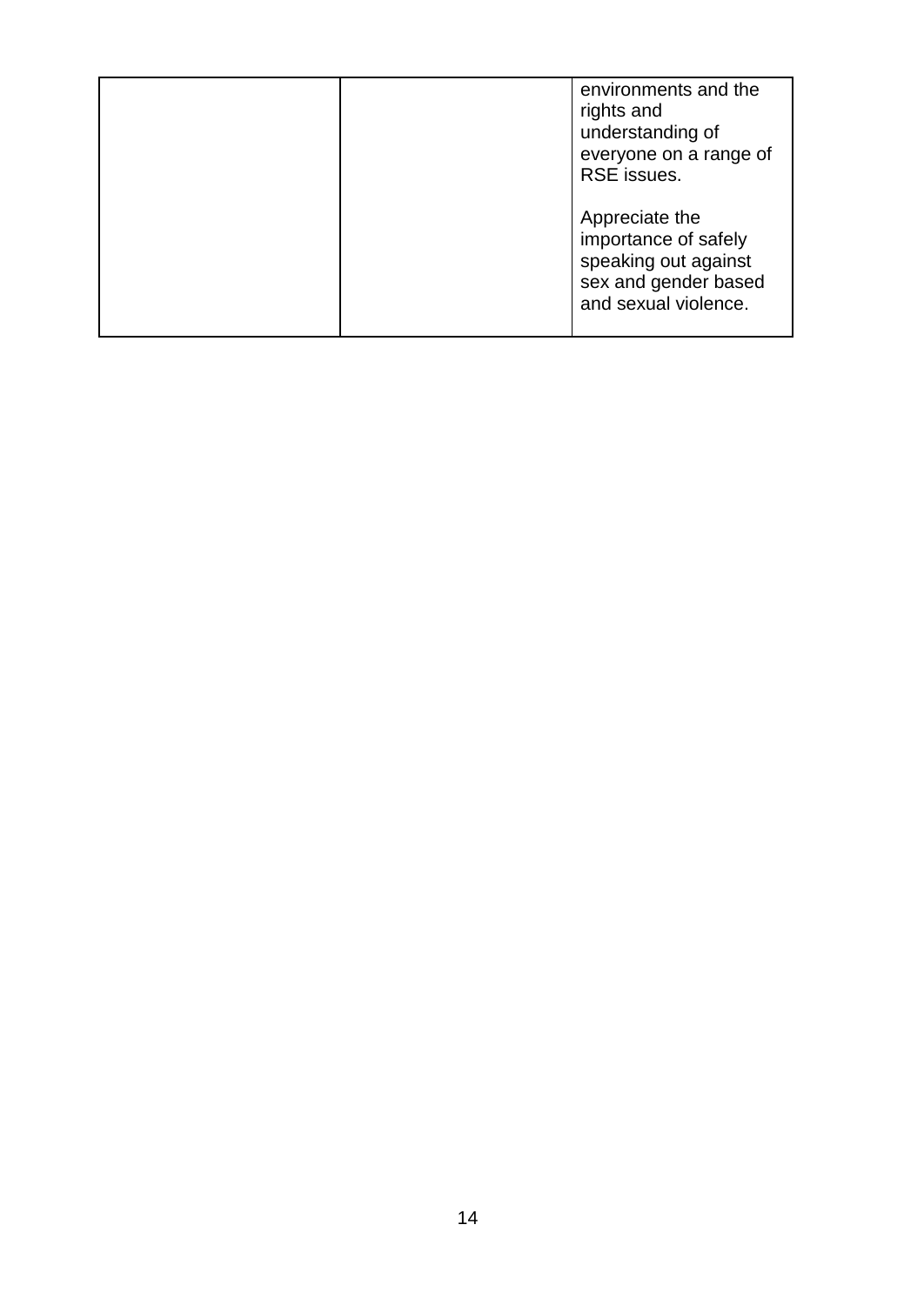| | | |
|---|---|---|
| | | environments and the rights and understanding of everyone on a range of RSE issues.<br><br>Appreciate the importance of safely speaking out against sex and gender based and sexual violence. |